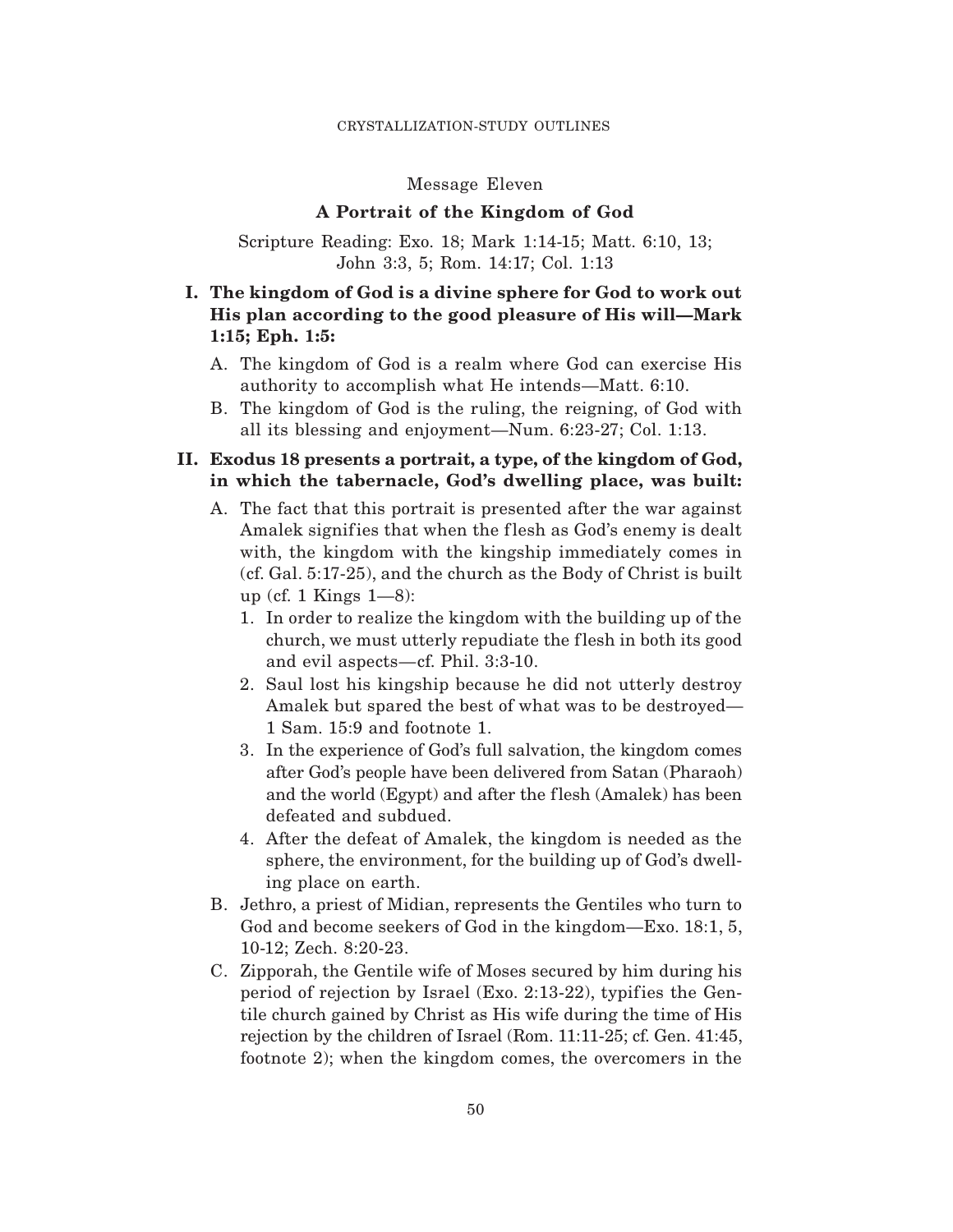## Message Eleven

# A Portrait of the Kingdom of God

Scripture Reading: Exo. 18; Mark 1:14-15; Matt. 6:10, 13; John 3:3, 5; Rom. 14:17; Col. 1:13

**I. The kingdom of God is a divine sphere for God to work out His plan according to the good pleasure of His will—Mark 1:15; Eph. 1:5:**

A. The kingdom of God is a realm where God can exercise His authority to accomplish what He intends—Matt. 6:10.

B. The kingdom of God is the ruling, the reigning, of God with all its blessing and enjoyment—Num. 6:23-27; Col. 1:13.

**II. Exodus 18 presents a portrait, a type, of the kingdom of God, in which the tabernacle, God's dwelling place, was built:**

A. The fact that this portrait is presented after the war against Amalek signifies that when the flesh as God's enemy is dealt with, the kingdom with the kingship immediately comes in (cf. Gal. 5:17-25), and the church as the Body of Christ is built up (cf. 1 Kings 1—8):

1. In order to realize the kingdom with the building up of the church, we must utterly repudiate the flesh in both its good and evil aspects—cf. Phil. 3:3-10.
2. Saul lost his kingship because he did not utterly destroy Amalek but spared the best of what was to be destroyed—1 Sam. 15:9 and footnote 1.
3. In the experience of God's full salvation, the kingdom comes after God's people have been delivered from Satan (Pharaoh) and the world (Egypt) and after the flesh (Amalek) has been defeated and subdued.
4. After the defeat of Amalek, the kingdom is needed as the sphere, the environment, for the building up of God's dwelling place on earth.

B. Jethro, a priest of Midian, represents the Gentiles who turn to God and become seekers of God in the kingdom—Exo. 18:1, 5, 10-12; Zech. 8:20-23.

C. Zipporah, the Gentile wife of Moses secured by him during his period of rejection by Israel (Exo. 2:13-22), typifies the Gentile church gained by Christ as His wife during the time of His rejection by the children of Israel (Rom. 11:11-25; cf. Gen. 41:45, footnote 2); when the kingdom comes, the overcomers in the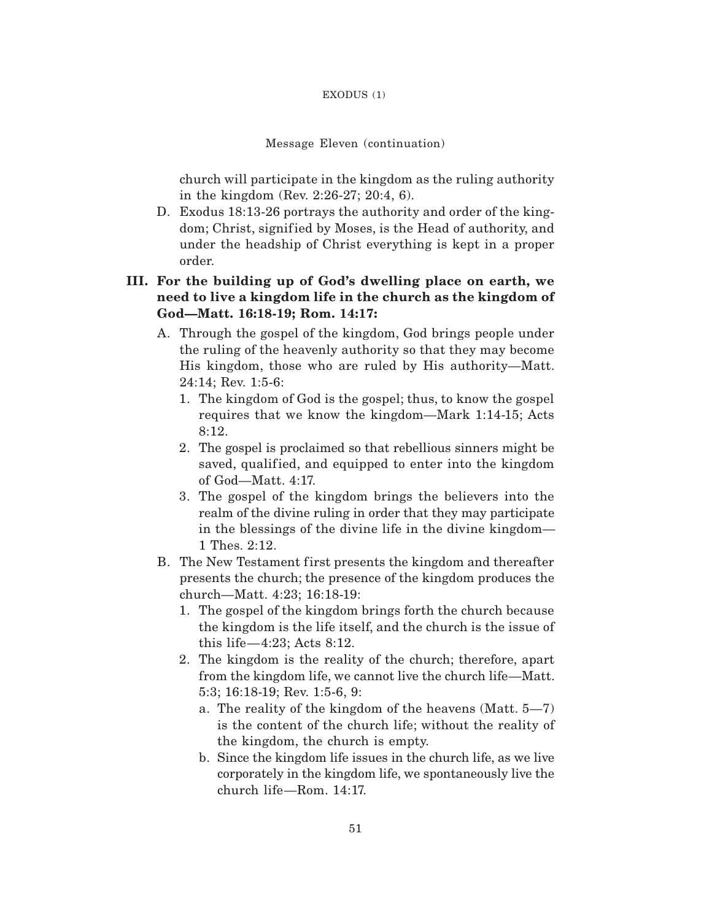church will participate in the kingdom as the ruling authority in the kingdom (Rev. 2:26-27; 20:4, 6).

D. Exodus 18:13-26 portrays the authority and order of the kingdom; Christ, signified by Moses, is the Head of authority, and under the headship of Christ everything is kept in a proper order.

**III. For the building up of God's dwelling place on earth, we need to live a kingdom life in the church as the kingdom of God—Matt. 16:18-19; Rom. 14:17:**

A. Through the gospel of the kingdom, God brings people under the ruling of the heavenly authority so that they may become His kingdom, those who are ruled by His authority—Matt. 24:14; Rev. 1:5-6:

1. The kingdom of God is the gospel; thus, to know the gospel requires that we know the kingdom—Mark 1:14-15; Acts 8:12.
2. The gospel is proclaimed so that rebellious sinners might be saved, qualified, and equipped to enter into the kingdom of God—Matt. 4:17.
3. The gospel of the kingdom brings the believers into the realm of the divine ruling in order that they may participate in the blessings of the divine life in the divine kingdom—1 Thes. 2:12.

B. The New Testament first presents the kingdom and thereafter presents the church; the presence of the kingdom produces the church—Matt. 4:23; 16:18-19:

1. The gospel of the kingdom brings forth the church because the kingdom is the life itself, and the church is the issue of this life—4:23; Acts 8:12.
2. The kingdom is the reality of the church; therefore, apart from the kingdom life, we cannot live the church life—Matt. 5:3; 16:18-19; Rev. 1:5-6, 9:
   a. The reality of the kingdom of the heavens (Matt. 5—7) is the content of the church life; without the reality of the kingdom, the church is empty.
   b. Since the kingdom life issues in the church life, as we live corporately in the kingdom life, we spontaneously live the church life—Rom. 14:17.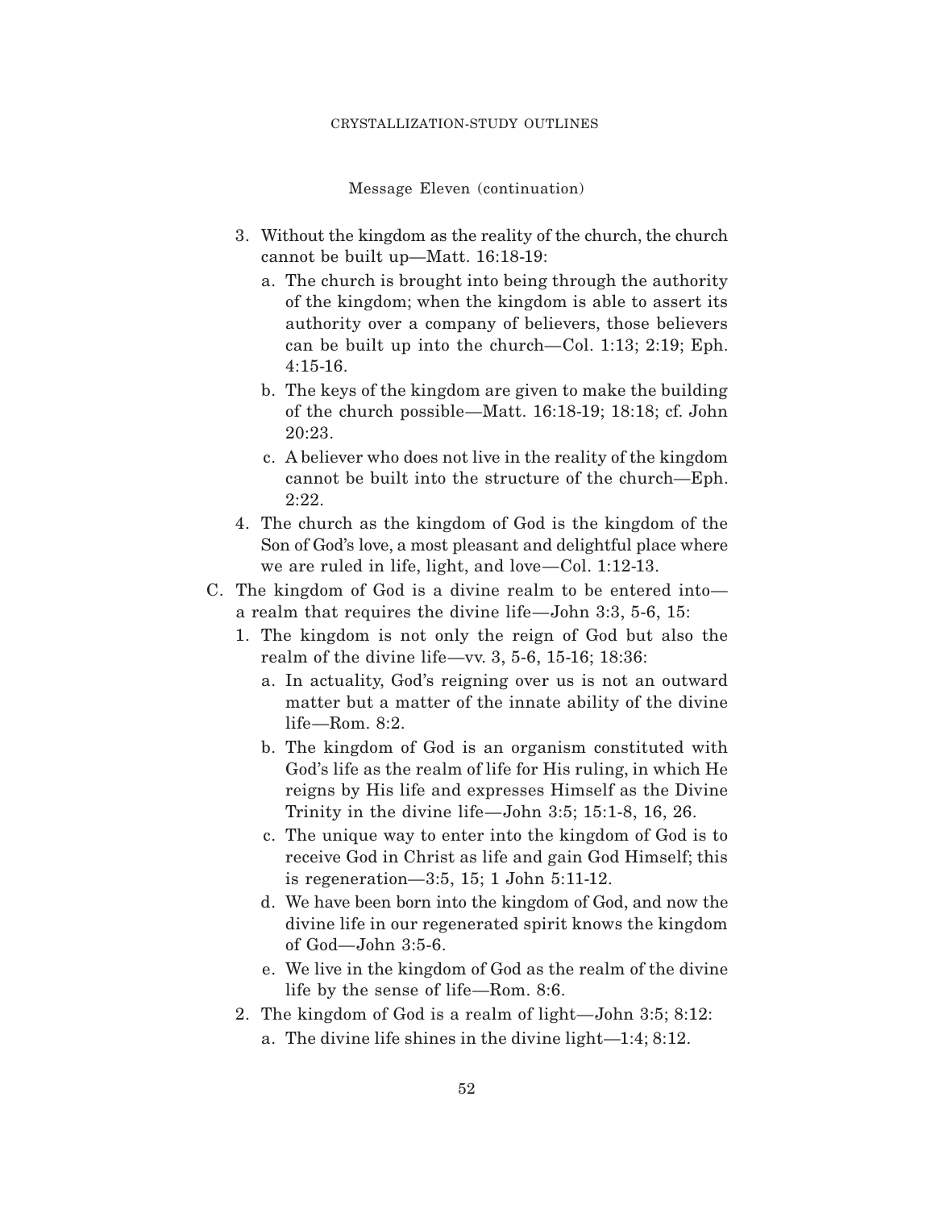Message Eleven (continuation)

3. Without the kingdom as the reality of the church, the church cannot be built up—Matt. 16:18-19:
   a. The church is brought into being through the authority of the kingdom; when the kingdom is able to assert its authority over a company of believers, those believers can be built up into the church—Col. 1:13; 2:19; Eph. 4:15-16.
   b. The keys of the kingdom are given to make the building of the church possible—Matt. 16:18-19; 18:18; cf. John 20:23.
   c. A believer who does not live in the reality of the kingdom cannot be built into the structure of the church—Eph. 2:22.
4. The church as the kingdom of God is the kingdom of the Son of God's love, a most pleasant and delightful place where we are ruled in life, light, and love—Col. 1:12-13.

C. The kingdom of God is a divine realm to be entered into—a realm that requires the divine life—John 3:3, 5-6, 15:
   1. The kingdom is not only the reign of God but also the realm of the divine life—vv. 3, 5-6, 15-16; 18:36:
      a. In actuality, God's reigning over us is not an outward matter but a matter of the innate ability of the divine life—Rom. 8:2.
      b. The kingdom of God is an organism constituted with God's life as the realm of life for His ruling, in which He reigns by His life and expresses Himself as the Divine Trinity in the divine life—John 3:5; 15:1-8, 16, 26.
      c. The unique way to enter into the kingdom of God is to receive God in Christ as life and gain God Himself; this is regeneration—3:5, 15; 1 John 5:11-12.
      d. We have been born into the kingdom of God, and now the divine life in our regenerated spirit knows the kingdom of God—John 3:5-6.
      e. We live in the kingdom of God as the realm of the divine life by the sense of life—Rom. 8:6.
   2. The kingdom of God is a realm of light—John 3:5; 8:12:
      a. The divine life shines in the divine light—1:4; 8:12.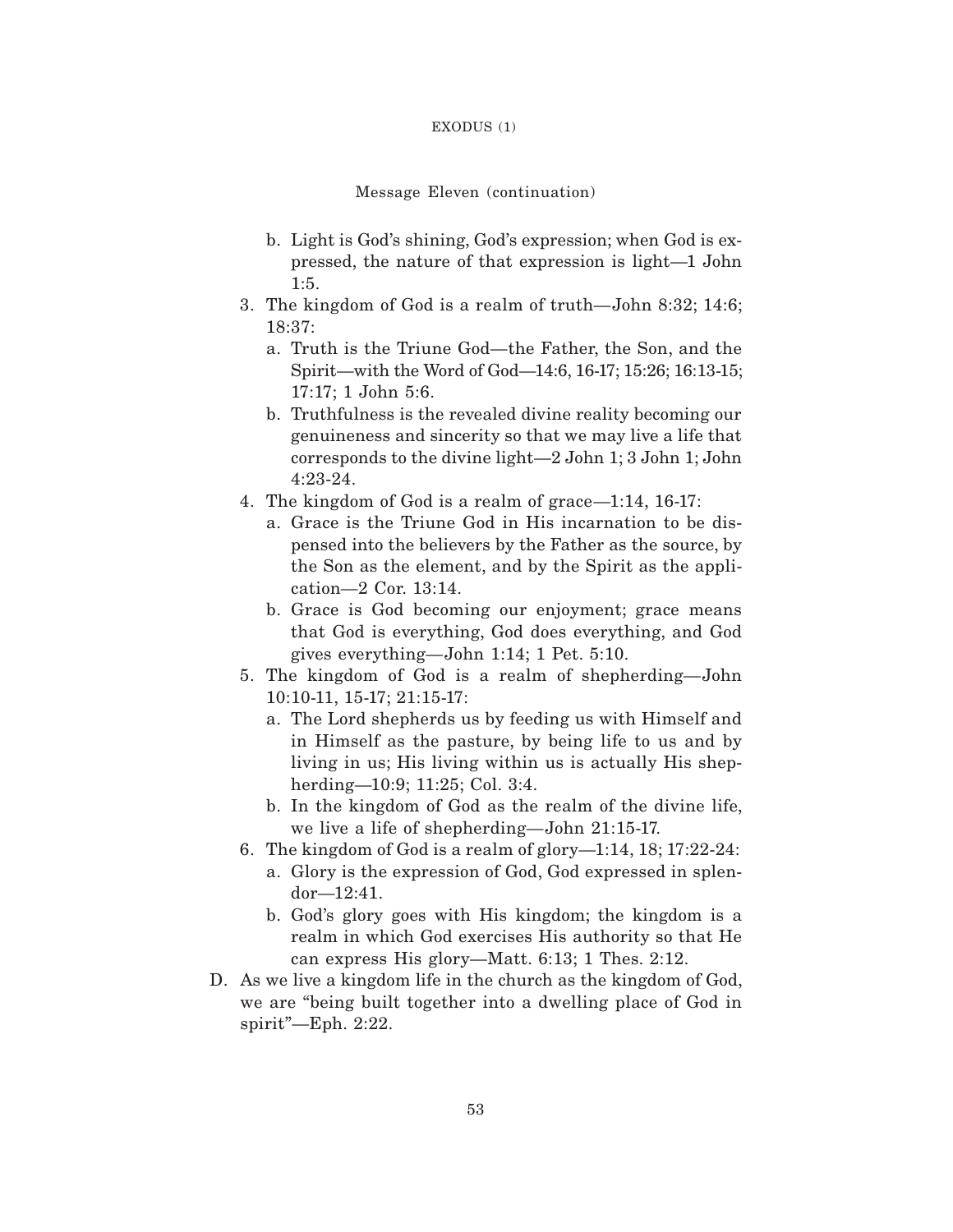Message Eleven (continuation)

   - b. Light is God's shining, God's expression; when God is expressed, the nature of that expression is light—1 John 1:5.
3. The kingdom of God is a realm of truth—John 8:32; 14:6; 18:37:
   - a. Truth is the Triune God—the Father, the Son, and the Spirit—with the Word of God—14:6, 16-17; 15:26; 16:13-15; 17:17; 1 John 5:6.
   - b. Truthfulness is the revealed divine reality becoming our genuineness and sincerity so that we may live a life that corresponds to the divine light—2 John 1; 3 John 1; John 4:23-24.
4. The kingdom of God is a realm of grace—1:14, 16-17:
   - a. Grace is the Triune God in His incarnation to be dispensed into the believers by the Father as the source, by the Son as the element, and by the Spirit as the application—2 Cor. 13:14.
   - b. Grace is God becoming our enjoyment; grace means that God is everything, God does everything, and God gives everything—John 1:14; 1 Pet. 5:10.
5. The kingdom of God is a realm of shepherding—John 10:10-11, 15-17; 21:15-17:
   - a. The Lord shepherds us by feeding us with Himself and in Himself as the pasture, by being life to us and by living in us; His living within us is actually His shepherding—10:9; 11:25; Col. 3:4.
   - b. In the kingdom of God as the realm of the divine life, we live a life of shepherding—John 21:15-17.
6. The kingdom of God is a realm of glory—1:14, 18; 17:22-24:
   - a. Glory is the expression of God, God expressed in splendor—12:41.
   - b. God's glory goes with His kingdom; the kingdom is a realm in which God exercises His authority so that He can express His glory—Matt. 6:13; 1 Thes. 2:12.

D. As we live a kingdom life in the church as the kingdom of God, we are "being built together into a dwelling place of God in spirit"—Eph. 2:22.